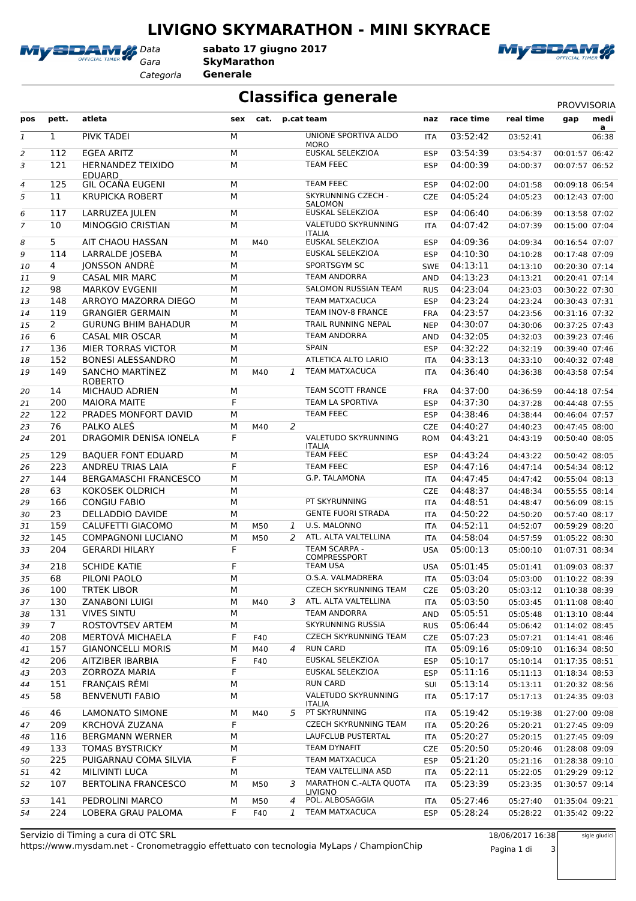# LIVIGNO SKYMARATHON - MINI SKYRACE

Data **sabato 17 giugno 2017**
Gara **SkyMarathon**
Categoria **Generale**

## Classifica generale

PROVVISORIA

| pos | pett. | atleta | sex | cat. | p.cat | team | naz | race time | real time | gap | media |
|---|---|---|---|---|---|---|---|---|---|---|---|
| 1 | 1 | PIVK TADEI | M | | | UNIONE SPORTIVA ALDO MORO | ITA | 03:52:42 | 03:52:41 | | 06:38 |
| 2 | 112 | EGEA ARITZ | M | | | EUSKAL SELEKZIOA | ESP | 03:54:39 | 03:54:37 | 00:01:57 | 06:42 |
| 3 | 121 | HERNANDEZ TEIXIDO EDUARD | M | | | TEAM FEEC | ESP | 04:00:39 | 04:00:37 | 00:07:57 | 06:52 |
| 4 | 125 | GIL OCAÑA EUGENI | M | | | TEAM FEEC | ESP | 04:02:00 | 04:01:58 | 00:09:18 | 06:54 |
| 5 | 11 | KRUPICKA ROBERT | M | | | SKYRUNNING CZECH - SALOMON | CZE | 04:05:24 | 04:05:23 | 00:12:43 | 07:00 |
| 6 | 117 | LARRUZEA JULEN | M | | | EUSKAL SELEKZIOA | ESP | 04:06:40 | 04:06:39 | 00:13:58 | 07:02 |
| 7 | 10 | MINOGGIO CRISTIAN | M | | | VALETUDO SKYRUNNING ITALIA | ITA | 04:07:42 | 04:07:39 | 00:15:00 | 07:04 |
| 8 | 5 | AIT CHAOU HASSAN | M | M40 | | EUSKAL SELEKZIOA | ESP | 04:09:36 | 04:09:34 | 00:16:54 | 07:07 |
| 9 | 114 | LARRALDE JOSEBA | M | | | EUSKAL SELEKZIOA | ESP | 04:10:30 | 04:10:28 | 00:17:48 | 07:09 |
| 10 | 4 | JONSSON ANDRÈ | M | | | SPORTSGYM SC | SWE | 04:13:11 | 04:13:10 | 00:20:30 | 07:14 |
| 11 | 9 | CASAL MIR MARC | M | | | TEAM ANDORRA | AND | 04:13:23 | 04:13:21 | 00:20:41 | 07:14 |
| 12 | 98 | MARKOV EVGENII | M | | | SALOMON RUSSIAN TEAM | RUS | 04:23:04 | 04:23:03 | 00:30:22 | 07:30 |
| 13 | 148 | ARROYO MAZORRA DIEGO | M | | | TEAM MATXACUCA | ESP | 04:23:24 | 04:23:24 | 00:30:43 | 07:31 |
| 14 | 119 | GRANGIER GERMAIN | M | | | TEAM INOV-8 FRANCE | FRA | 04:23:57 | 04:23:56 | 00:31:16 | 07:32 |
| 15 | 2 | GURUNG BHIM BAHADUR | M | | | TRAIL RUNNING NEPAL | NEP | 04:30:07 | 04:30:06 | 00:37:25 | 07:43 |
| 16 | 6 | CASAL MIR OSCAR | M | | | TEAM ANDORRA | AND | 04:32:05 | 04:32:03 | 00:39:23 | 07:46 |
| 17 | 136 | MIER TORRAS VICTOR | M | | | SPAIN | ESP | 04:32:22 | 04:32:19 | 00:39:40 | 07:46 |
| 18 | 152 | BONESI ALESSANDRO | M | | | ATLETICA ALTO LARIO | ITA | 04:33:13 | 04:33:10 | 00:40:32 | 07:48 |
| 19 | 149 | SANCHO MARTÍNEZ ROBERTO | M | M40 | 1 | TEAM MATXACUCA | ITA | 04:36:40 | 04:36:38 | 00:43:58 | 07:54 |
| 20 | 14 | MICHAUD ADRIEN | M | | | TEAM SCOTT FRANCE | FRA | 04:37:00 | 04:36:59 | 00:44:18 | 07:54 |
| 21 | 200 | MAIORA MAITE | F | | | TEAM LA SPORTIVA | ESP | 04:37:30 | 04:37:28 | 00:44:48 | 07:55 |
| 22 | 122 | PRADES MONFORT DAVID | M | | | TEAM FEEC | ESP | 04:38:46 | 04:38:44 | 00:46:04 | 07:57 |
| 23 | 76 | PALKO ALEŠ | M | M40 | 2 | | CZE | 04:40:27 | 04:40:23 | 00:47:45 | 08:00 |
| 24 | 201 | DRAGOMIR DENISA IONELA | F | | | VALETUDO SKYRUNNING ITALIA | ROM | 04:43:21 | 04:43:19 | 00:50:40 | 08:05 |
| 25 | 129 | BAQUER FONT EDUARD | M | | | TEAM FEEC | ESP | 04:43:24 | 04:43:22 | 00:50:42 | 08:05 |
| 26 | 223 | ANDREU TRIAS LAIA | F | | | TEAM FEEC | ESP | 04:47:16 | 04:47:14 | 00:54:34 | 08:12 |
| 27 | 144 | BERGAMASCHI FRANCESCO | M | | | G.P. TALAMONA | ITA | 04:47:45 | 04:47:42 | 00:55:04 | 08:13 |
| 28 | 63 | KOKOSEK OLDRICH | M | | | | CZE | 04:48:37 | 04:48:34 | 00:55:55 | 08:14 |
| 29 | 166 | CONGIU FABIO | M | | | PT SKYRUNNING | ITA | 04:48:51 | 04:48:47 | 00:56:09 | 08:15 |
| 30 | 23 | DELLADDIO DAVIDE | M | | | GENTE FUORI STRADA | ITA | 04:50:22 | 04:50:20 | 00:57:40 | 08:17 |
| 31 | 159 | CALUFETTI GIACOMO | M | M50 | 1 | U.S. MALONNO | ITA | 04:52:11 | 04:52:07 | 00:59:29 | 08:20 |
| 32 | 145 | COMPAGNONI LUCIANO | M | M50 | 2 | ATL. ALTA VALTELLINA | ITA | 04:58:04 | 04:57:59 | 01:05:22 | 08:30 |
| 33 | 204 | GERARDI HILARY | F | | | TEAM SCARPA - COMPRESSPORT | USA | 05:00:13 | 05:00:10 | 01:07:31 | 08:34 |
| 34 | 218 | SCHIDE KATIE | F | | | TEAM USA | USA | 05:01:45 | 05:01:41 | 01:09:03 | 08:37 |
| 35 | 68 | PILONI PAOLO | M | | | O.S.A. VALMADRERA | ITA | 05:03:04 | 05:03:00 | 01:10:22 | 08:39 |
| 36 | 100 | TRTEK LIBOR | M | | | CZECH SKYRUNNING TEAM | CZE | 05:03:20 | 05:03:12 | 01:10:38 | 08:39 |
| 37 | 130 | ZANABONI LUIGI | M | M40 | 3 | ATL. ALTA VALTELLINA | ITA | 05:03:50 | 05:03:45 | 01:11:08 | 08:40 |
| 38 | 131 | VIVES SINTU | M | | | TEAM ANDORRA | AND | 05:05:51 | 05:05:48 | 01:13:10 | 08:44 |
| 39 | 7 | ROSTOVTSEV ARTEM | M | | | SKYRUNNING RUSSIA | RUS | 05:06:44 | 05:06:42 | 01:14:02 | 08:45 |
| 40 | 208 | MERTOVÁ MICHAELA | F | F40 | | CZECH SKYRUNNING TEAM | CZE | 05:07:23 | 05:07:21 | 01:14:41 | 08:46 |
| 41 | 157 | GIANONCELLI MORIS | M | M40 | 4 | RUN CARD | ITA | 05:09:16 | 05:09:10 | 01:16:34 | 08:50 |
| 42 | 206 | AITZIBER IBARBIA | F | F40 | | EUSKAL SELEKZIOA | ESP | 05:10:17 | 05:10:14 | 01:17:35 | 08:51 |
| 43 | 203 | ZORROZA MARIA | F | | | EUSKAL SELEKZIOA | ESP | 05:11:16 | 05:11:13 | 01:18:34 | 08:53 |
| 44 | 151 | FRANÇAIS RÉMI | M | | | RUN CARD | SUI | 05:13:14 | 05:13:11 | 01:20:32 | 08:56 |
| 45 | 58 | BENVENUTI FABIO | M | | | VALETUDO SKYRUNNING ITALIA | ITA | 05:17:17 | 05:17:13 | 01:24:35 | 09:03 |
| 46 | 46 | LAMONATO SIMONE | M | M40 | 5 | PT SKYRUNNING | ITA | 05:19:42 | 05:19:38 | 01:27:00 | 09:08 |
| 47 | 209 | KRCHOVÁ ZUZANA | F | | | CZECH SKYRUNNING TEAM | ITA | 05:20:26 | 05:20:21 | 01:27:45 | 09:09 |
| 48 | 116 | BERGMANN WERNER | M | | | LAUFCLUB PUSTERTAL | ITA | 05:20:27 | 05:20:15 | 01:27:45 | 09:09 |
| 49 | 133 | TOMAS BYSTRICKY | M | | | TEAM DYNAFIT | CZE | 05:20:50 | 05:20:46 | 01:28:08 | 09:09 |
| 50 | 225 | PUIGARNAU COMA SILVIA | F | | | TEAM MATXACUCA | ESP | 05:21:20 | 05:21:16 | 01:28:38 | 09:10 |
| 51 | 42 | MILIVINTI LUCA | M | | | TEAM VALTELLINA ASD | ITA | 05:22:11 | 05:22:05 | 01:29:29 | 09:12 |
| 52 | 107 | BERTOLINA FRANCESCO | M | M50 | 3 | MARATHON C.-ALTA QUOTA LIVIGNO | ITA | 05:23:39 | 05:23:35 | 01:30:57 | 09:14 |
| 53 | 141 | PEDROLINI MARCO | M | M50 | 4 | POL. ALBOSAGGIA | ITA | 05:27:46 | 05:27:40 | 01:35:04 | 09:21 |
| 54 | 224 | LOBERA GRAU PALOMA | F | F40 | 1 | TEAM MATXACUCA | ESP | 05:28:24 | 05:28:22 | 01:35:42 | 09:22 |

Servizio di Timing a cura di OTC SRL
https://www.mysdam.net - Cronometraggio effettuato con tecnologia MyLaps / ChampionChip

18/06/2017 16:38

sigle giudici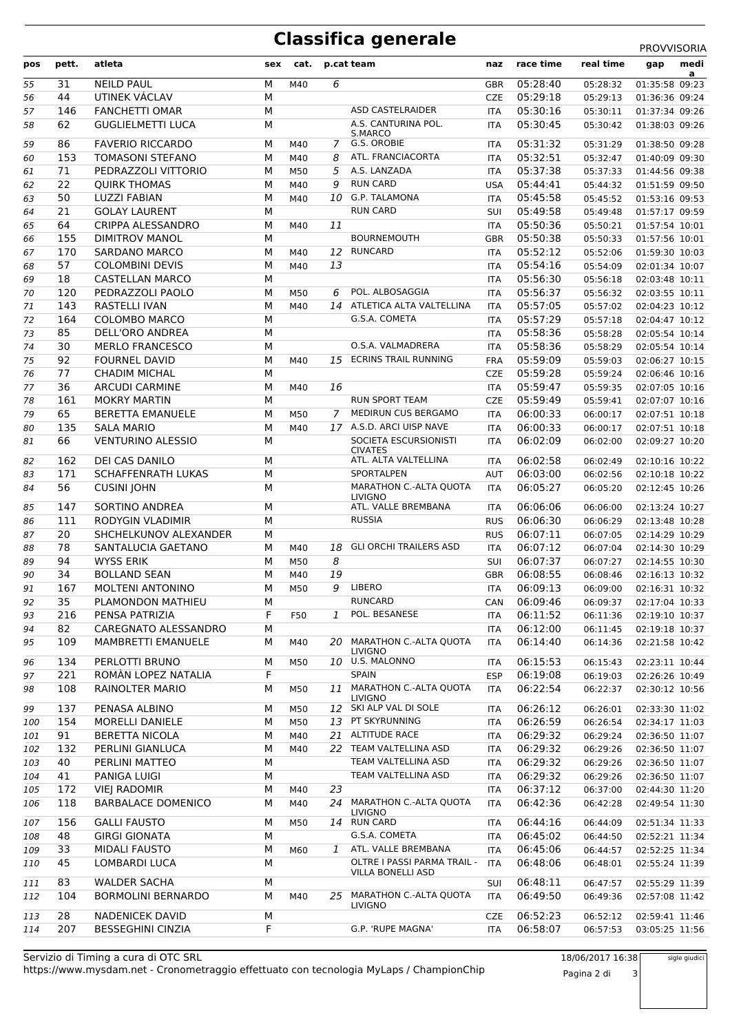# Classifica generale

PROVVISORIA

| pos | pett. | atleta | sex | cat. | p.cat | team | naz | race time | real time | gap | media |
|---|---|---|---|---|---|---|---|---|---|---|---|
| 55 | 31 | NEILD PAUL | M | M40 | 6 | | GBR | 05:28:40 | 05:28:32 | 01:35:58 | 09:23 |
| 56 | 44 | UTINEK VÁCLAV | M | | | | CZE | 05:29:18 | 05:29:13 | 01:36:36 | 09:24 |
| 57 | 146 | FANCHETTI OMAR | M | | | ASD CASTELRAIDER | ITA | 05:30:16 | 05:30:11 | 01:37:34 | 09:26 |
| 58 | 62 | GUGLIELMETTI LUCA | M | | | A.S. CANTURINA POL. S.MARCO | ITA | 05:30:45 | 05:30:42 | 01:38:03 | 09:26 |
| 59 | 86 | FAVERIO RICCARDO | M | M40 | 7 | G.S. OROBIE | ITA | 05:31:32 | 05:31:29 | 01:38:50 | 09:28 |
| 60 | 153 | TOMASONI STEFANO | M | M40 | 8 | ATL. FRANCIACORTA | ITA | 05:32:51 | 05:32:47 | 01:40:09 | 09:30 |
| 61 | 71 | PEDRAZZOLI VITTORIO | M | M50 | 5 | A.S. LANZADA | ITA | 05:37:38 | 05:37:33 | 01:44:56 | 09:38 |
| 62 | 22 | QUIRK THOMAS | M | M40 | 9 | RUN CARD | USA | 05:44:41 | 05:44:32 | 01:51:59 | 09:50 |
| 63 | 50 | LUZZI FABIAN | M | M40 | 10 | G.P. TALAMONA | ITA | 05:45:58 | 05:45:52 | 01:53:16 | 09:53 |
| 64 | 21 | GOLAY LAURENT | M | | | RUN CARD | SUI | 05:49:58 | 05:49:48 | 01:57:17 | 09:59 |
| 65 | 64 | CRIPPA ALESSANDRO | M | M40 | 11 | | ITA | 05:50:36 | 05:50:21 | 01:57:54 | 10:01 |
| 66 | 155 | DIMITROV MANOL | M | | | BOURNEMOUTH | GBR | 05:50:38 | 05:50:33 | 01:57:56 | 10:01 |
| 67 | 170 | SARDANO MARCO | M | M40 | 12 | RUNCARD | ITA | 05:52:12 | 05:52:06 | 01:59:30 | 10:03 |
| 68 | 57 | COLOMBINI DEVIS | M | M40 | 13 | | ITA | 05:54:16 | 05:54:09 | 02:01:34 | 10:07 |
| 69 | 18 | CASTELLAN MARCO | M | | | | ITA | 05:56:30 | 05:56:18 | 02:03:48 | 10:11 |
| 70 | 120 | PEDRAZZOLI PAOLO | M | M50 | 6 | POL. ALBOSAGGIA | ITA | 05:56:37 | 05:56:32 | 02:03:55 | 10:11 |
| 71 | 143 | RASTELLI IVAN | M | M40 | 14 | ATLETICA ALTA VALTELLINA | ITA | 05:57:05 | 05:57:02 | 02:04:23 | 10:12 |
| 72 | 164 | COLOMBO MARCO | M | | | G.S.A. COMETA | ITA | 05:57:29 | 05:57:18 | 02:04:47 | 10:12 |
| 73 | 85 | DELL'ORO ANDREA | M | | | | ITA | 05:58:36 | 05:58:28 | 02:05:54 | 10:14 |
| 74 | 30 | MERLO FRANCESCO | M | | | O.S.A. VALMADRERA | ITA | 05:58:36 | 05:58:29 | 02:05:54 | 10:14 |
| 75 | 92 | FOURNEL DAVID | M | M40 | 15 | ECRINS TRAIL RUNNING | FRA | 05:59:09 | 05:59:03 | 02:06:27 | 10:15 |
| 76 | 77 | CHADIM MICHAL | M | | | | CZE | 05:59:28 | 05:59:24 | 02:06:46 | 10:16 |
| 77 | 36 | ARCUDI CARMINE | M | M40 | 16 | | ITA | 05:59:47 | 05:59:35 | 02:07:05 | 10:16 |
| 78 | 161 | MOKRY MARTIN | M | | | RUN SPORT TEAM | CZE | 05:59:49 | 05:59:41 | 02:07:07 | 10:16 |
| 79 | 65 | BERETTA EMANUELE | M | M50 | 7 | MEDIRUN CUS BERGAMO | ITA | 06:00:33 | 06:00:17 | 02:07:51 | 10:18 |
| 80 | 135 | SALA MARIO | M | M40 | 17 | A.S.D. ARCI UISP NAVE | ITA | 06:00:33 | 06:00:17 | 02:07:51 | 10:18 |
| 81 | 66 | VENTURINO ALESSIO | M | | | SOCIETA ESCURSIONISTI CIVATES | ITA | 06:02:09 | 06:02:00 | 02:09:27 | 10:20 |
| 82 | 162 | DEI CAS DANILO | M | | | ATL. ALTA VALTELLINA | ITA | 06:02:58 | 06:02:49 | 02:10:16 | 10:22 |
| 83 | 171 | SCHAFFENRATH LUKAS | M | | | SPORTALPEN | AUT | 06:03:00 | 06:02:56 | 02:10:18 | 10:22 |
| 84 | 56 | CUSINI JOHN | M | | | MARATHON C.-ALTA QUOTA LIVIGNO | ITA | 06:05:27 | 06:05:20 | 02:12:45 | 10:26 |
| 85 | 147 | SORTINO ANDREA | M | | | ATL. VALLE BREMBANA | ITA | 06:06:06 | 06:06:00 | 02:13:24 | 10:27 |
| 86 | 111 | RODYGIN VLADIMIR | M | | | RUSSIA | RUS | 06:06:30 | 06:06:29 | 02:13:48 | 10:28 |
| 87 | 20 | SHCHELKUNOV ALEXANDER | M | | | | RUS | 06:07:11 | 06:07:05 | 02:14:29 | 10:29 |
| 88 | 78 | SANTALUCIA GAETANO | M | M40 | 18 | GLI ORCHI TRAILERS ASD | ITA | 06:07:12 | 06:07:04 | 02:14:30 | 10:29 |
| 89 | 94 | WYSS ERIK | M | M50 | 8 | | SUI | 06:07:37 | 06:07:27 | 02:14:55 | 10:30 |
| 90 | 34 | BOLLAND SEAN | M | M40 | 19 | | GBR | 06:08:55 | 06:08:46 | 02:16:13 | 10:32 |
| 91 | 167 | MOLTENI ANTONINO | M | M50 | 9 | LIBERO | ITA | 06:09:13 | 06:09:00 | 02:16:31 | 10:32 |
| 92 | 35 | PLAMONDON MATHIEU | M | | | RUNCARD | CAN | 06:09:46 | 06:09:37 | 02:17:04 | 10:33 |
| 93 | 216 | PENSA PATRIZIA | F | F50 | 1 | POL. BESANESE | ITA | 06:11:52 | 06:11:36 | 02:19:10 | 10:37 |
| 94 | 82 | CAREGNATO ALESSANDRO | M | | | | ITA | 06:12:00 | 06:11:45 | 02:19:18 | 10:37 |
| 95 | 109 | MAMBRETTI EMANUELE | M | M40 | 20 | MARATHON C.-ALTA QUOTA LIVIGNO | ITA | 06:14:40 | 06:14:36 | 02:21:58 | 10:42 |
| 96 | 134 | PERLOTTI BRUNO | M | M50 | 10 | U.S. MALONNO | ITA | 06:15:53 | 06:15:43 | 02:23:11 | 10:44 |
| 97 | 221 | ROMÀN LOPEZ NATALIA | F | | | SPAIN | ESP | 06:19:08 | 06:19:03 | 02:26:26 | 10:49 |
| 98 | 108 | RAINOLTER MARIO | M | M50 | 11 | MARATHON C.-ALTA QUOTA LIVIGNO | ITA | 06:22:54 | 06:22:37 | 02:30:12 | 10:56 |
| 99 | 137 | PENASA ALBINO | M | M50 | 12 | SKI ALP VAL DI SOLE | ITA | 06:26:12 | 06:26:01 | 02:33:30 | 11:02 |
| 100 | 154 | MORELLI DANIELE | M | M50 | 13 | PT SKYRUNNING | ITA | 06:26:59 | 06:26:54 | 02:34:17 | 11:03 |
| 101 | 91 | BERETTA NICOLA | M | M40 | 21 | ALTITUDE RACE | ITA | 06:29:32 | 06:29:24 | 02:36:50 | 11:07 |
| 102 | 132 | PERLINI GIANLUCA | M | M40 | 22 | TEAM VALTELLINA ASD | ITA | 06:29:32 | 06:29:26 | 02:36:50 | 11:07 |
| 103 | 40 | PERLINI MATTEO | M | | | TEAM VALTELLINA ASD | ITA | 06:29:32 | 06:29:26 | 02:36:50 | 11:07 |
| 104 | 41 | PANIGA LUIGI | M | | | TEAM VALTELLINA ASD | ITA | 06:29:32 | 06:29:26 | 02:36:50 | 11:07 |
| 105 | 172 | VIEJ RADOMIR | M | M40 | 23 | | ITA | 06:37:12 | 06:37:00 | 02:44:30 | 11:20 |
| 106 | 118 | BARBALACE DOMENICO | M | M40 | 24 | MARATHON C.-ALTA QUOTA LIVIGNO | ITA | 06:42:36 | 06:42:28 | 02:49:54 | 11:30 |
| 107 | 156 | GALLI FAUSTO | M | M50 | 14 | RUN CARD | ITA | 06:44:16 | 06:44:09 | 02:51:34 | 11:33 |
| 108 | 48 | GIRGI GIONATA | M | | | G.S.A. COMETA | ITA | 06:45:02 | 06:44:50 | 02:52:21 | 11:34 |
| 109 | 33 | MIDALI FAUSTO | M | M60 | 1 | ATL. VALLE BREMBANA | ITA | 06:45:06 | 06:44:57 | 02:52:25 | 11:34 |
| 110 | 45 | LOMBARDI LUCA | M | | | OLTRE I PASSI PARMA TRAIL - VILLA BONELLI ASD | ITA | 06:48:06 | 06:48:01 | 02:55:24 | 11:39 |
| 111 | 83 | WALDER SACHA | M | | | | SUI | 06:48:11 | 06:47:57 | 02:55:29 | 11:39 |
| 112 | 104 | BORMOLINI BERNARDO | M | M40 | 25 | MARATHON C.-ALTA QUOTA LIVIGNO | ITA | 06:49:50 | 06:49:36 | 02:57:08 | 11:42 |
| 113 | 28 | NADENICEK DAVID | M | | | | CZE | 06:52:23 | 06:52:12 | 02:59:41 | 11:46 |
| 114 | 207 | BESSEGHINI CINZIA | F | | | G.P. 'RUPE MAGNA' | ITA | 06:58:07 | 06:57:53 | 03:05:25 | 11:56 |

Servizio di Timing a cura di OTC SRL
https://www.mysdam.net - Cronometraggio effettuato con tecnologia MyLaps / ChampionChip

18/06/2017 16:38

sigle giudici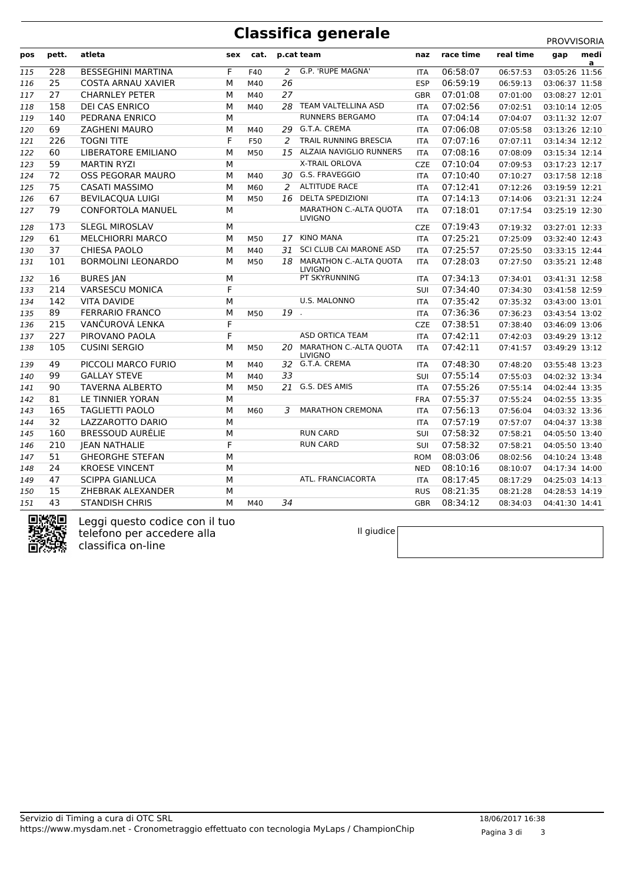# Classifica generale

PROVVISORIA

| pos | pett. | atleta | sex | cat. | p.cat | team | naz | race time | real time | gap | media |
|---|---|---|---|---|---|---|---|---|---|---|---|
| 115 | 228 | BESSEGHINI MARTINA | F | F40 | 2 | G.P. 'RUPE MAGNA' | ITA | 06:58:07 | 06:57:53 | 03:05:26 | 11:56 |
| 116 | 25 | COSTA ARNAU XAVIER | M | M40 | 26 | | ESP | 06:59:19 | 06:59:13 | 03:06:37 | 11:58 |
| 117 | 27 | CHARNLEY PETER | M | M40 | 27 | | GBR | 07:01:08 | 07:01:00 | 03:08:27 | 12:01 |
| 118 | 158 | DEI CAS ENRICO | M | M40 | 28 | TEAM VALTELLINA ASD | ITA | 07:02:56 | 07:02:51 | 03:10:14 | 12:05 |
| 119 | 140 | PEDRANA ENRICO | M | | | RUNNERS BERGAMO | ITA | 07:04:14 | 07:04:07 | 03:11:32 | 12:07 |
| 120 | 69 | ZAGHENI MAURO | M | M40 | 29 | G.T.A. CREMA | ITA | 07:06:08 | 07:05:58 | 03:13:26 | 12:10 |
| 121 | 226 | TOGNI TITE | F | F50 | 2 | TRAIL RUNNING BRESCIA | ITA | 07:07:16 | 07:07:11 | 03:14:34 | 12:12 |
| 122 | 60 | LIBERATORE EMILIANO | M | M50 | 15 | ALZAIA NAVIGLIO RUNNERS | ITA | 07:08:16 | 07:08:09 | 03:15:34 | 12:14 |
| 123 | 59 | MARTIN RYZI | M | | | X-TRAIL ORLOVA | CZE | 07:10:04 | 07:09:53 | 03:17:23 | 12:17 |
| 124 | 72 | OSS PEGORAR MAURO | M | M40 | 30 | G.S. FRAVEGGIO | ITA | 07:10:40 | 07:10:27 | 03:17:58 | 12:18 |
| 125 | 75 | CASATI MASSIMO | M | M60 | 2 | ALTITUDE RACE | ITA | 07:12:41 | 07:12:26 | 03:19:59 | 12:21 |
| 126 | 67 | BEVILACQUA LUIGI | M | M50 | 16 | DELTA SPEDIZIONI | ITA | 07:14:13 | 07:14:06 | 03:21:31 | 12:24 |
| 127 | 79 | CONFORTOLA MANUEL | M | | | MARATHON C.-ALTA QUOTA LIVIGNO | ITA | 07:18:01 | 07:17:54 | 03:25:19 | 12:30 |
| 128 | 173 | SLEGL MIROSLAV | M | | | | CZE | 07:19:43 | 07:19:32 | 03:27:01 | 12:33 |
| 129 | 61 | MELCHIORRI MARCO | M | M50 | 17 | KINO MANA | ITA | 07:25:21 | 07:25:09 | 03:32:40 | 12:43 |
| 130 | 37 | CHIESA PAOLO | M | M40 | 31 | SCI CLUB CAI MARONE ASD | ITA | 07:25:57 | 07:25:50 | 03:33:15 | 12:44 |
| 131 | 101 | BORMOLINI LEONARDO | M | M50 | 18 | MARATHON C.-ALTA QUOTA LIVIGNO | ITA | 07:28:03 | 07:27:50 | 03:35:21 | 12:48 |
| 132 | 16 | BURES JAN | M | | | PT SKYRUNNING | ITA | 07:34:13 | 07:34:01 | 03:41:31 | 12:58 |
| 133 | 214 | VARSESCU MONICA | F | | | | SUI | 07:34:40 | 07:34:30 | 03:41:58 | 12:59 |
| 134 | 142 | VITA DAVIDE | M | | | U.S. MALONNO | ITA | 07:35:42 | 07:35:32 | 03:43:00 | 13:01 |
| 135 | 89 | FERRARIO FRANCO | M | M50 | 19 | . | ITA | 07:36:36 | 07:36:23 | 03:43:54 | 13:02 |
| 136 | 215 | VANČUROVÁ LENKA | F | | | | CZE | 07:38:51 | 07:38:40 | 03:46:09 | 13:06 |
| 137 | 227 | PIROVANO PAOLA | F | | | ASD ORTICA TEAM | ITA | 07:42:11 | 07:42:03 | 03:49:29 | 13:12 |
| 138 | 105 | CUSINI SERGIO | M | M50 | 20 | MARATHON C.-ALTA QUOTA LIVIGNO | ITA | 07:42:11 | 07:41:57 | 03:49:29 | 13:12 |
| 139 | 49 | PICCOLI MARCO FURIO | M | M40 | 32 | G.T.A. CREMA | ITA | 07:48:30 | 07:48:20 | 03:55:48 | 13:23 |
| 140 | 99 | GALLAY STEVE | M | M40 | 33 | | SUI | 07:55:14 | 07:55:03 | 04:02:32 | 13:34 |
| 141 | 90 | TAVERNA ALBERTO | M | M50 | 21 | G.S. DES AMIS | ITA | 07:55:26 | 07:55:14 | 04:02:44 | 13:35 |
| 142 | 81 | LE TINNIER YORAN | M | | | | FRA | 07:55:37 | 07:55:24 | 04:02:55 | 13:35 |
| 143 | 165 | TAGLIETTI PAOLO | M | M60 | 3 | MARATHON CREMONA | ITA | 07:56:13 | 07:56:04 | 04:03:32 | 13:36 |
| 144 | 32 | LAZZAROTTO DARIO | M | | | | ITA | 07:57:19 | 07:57:07 | 04:04:37 | 13:38 |
| 145 | 160 | BRESSOUD AURÉLIE | M | | | RUN CARD | SUI | 07:58:32 | 07:58:21 | 04:05:50 | 13:40 |
| 146 | 210 | JEAN NATHALIE | F | | | RUN CARD | SUI | 07:58:32 | 07:58:21 | 04:05:50 | 13:40 |
| 147 | 51 | GHEORGHE STEFAN | M | | | | ROM | 08:03:06 | 08:02:56 | 04:10:24 | 13:48 |
| 148 | 24 | KROESE VINCENT | M | | | | NED | 08:10:16 | 08:10:07 | 04:17:34 | 14:00 |
| 149 | 47 | SCIPPA GIANLUCA | M | | | ATL. FRANCIACORTA | ITA | 08:17:45 | 08:17:29 | 04:25:03 | 14:13 |
| 150 | 15 | ZHEBRAK ALEXANDER | M | | | | RUS | 08:21:35 | 08:21:28 | 04:28:53 | 14:19 |
| 151 | 43 | STANDISH CHRIS | M | M40 | 34 | | GBR | 08:34:12 | 08:34:03 | 04:41:30 | 14:41 |

Leggi questo codice con il tuo telefono per accedere alla classifica on-line

Il giudice

Servizio di Timing a cura di OTC SRL
https://www.mysdam.net - Cronometraggio effettuato con tecnologia MyLaps / ChampionChip

18/06/2017 16:38